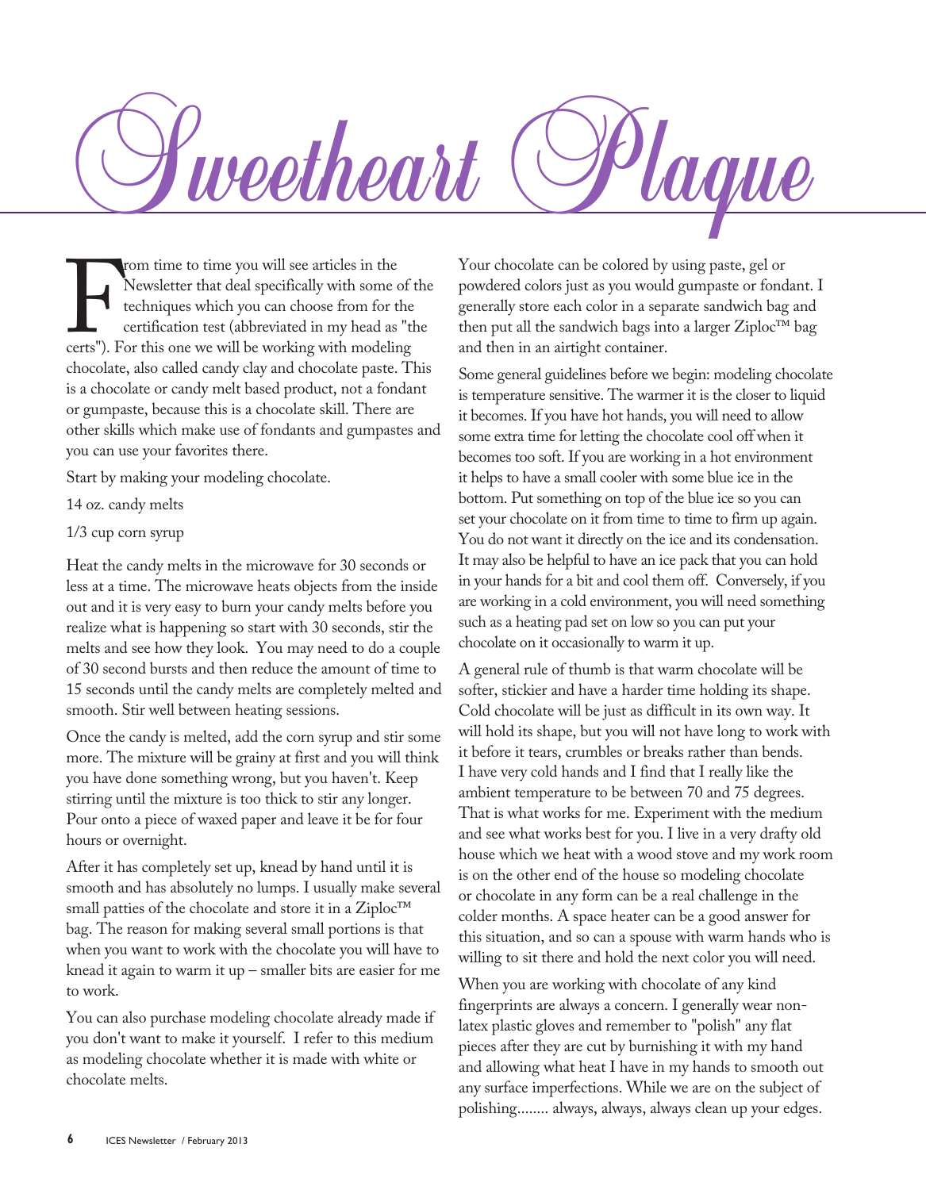# Sweetheart Plaque

From time to time you will see articles in the Newsletter that deal specifically with some of the techniques which you can choose from for the certification test (abbreviated in my head as "the certs"). For this one we will be working with modeling chocolate, also called candy clay and chocolate paste. This is a chocolate or candy melt based product, not a fondant or gumpaste, because this is a chocolate skill. There are other skills which make use of fondants and gumpastes and you can use your favorites there.

Start by making your modeling chocolate.

14 oz. candy melts

1/3 cup corn syrup

Heat the candy melts in the microwave for 30 seconds or less at a time. The microwave heats objects from the inside out and it is very easy to burn your candy melts before you realize what is happening so start with 30 seconds, stir the melts and see how they look. You may need to do a couple of 30 second bursts and then reduce the amount of time to 15 seconds until the candy melts are completely melted and smooth. Stir well between heating sessions.

Once the candy is melted, add the corn syrup and stir some more. The mixture will be grainy at first and you will think you have done something wrong, but you haven't. Keep stirring until the mixture is too thick to stir any longer. Pour onto a piece of waxed paper and leave it be for four hours or overnight.

After it has completely set up, knead by hand until it is smooth and has absolutely no lumps. I usually make several small patties of the chocolate and store it in a Ziploc™ bag. The reason for making several small portions is that when you want to work with the chocolate you will have to knead it again to warm it up – smaller bits are easier for me to work.

You can also purchase modeling chocolate already made if you don't want to make it yourself. I refer to this medium as modeling chocolate whether it is made with white or chocolate melts.

Your chocolate can be colored by using paste, gel or powdered colors just as you would gumpaste or fondant. I generally store each color in a separate sandwich bag and then put all the sandwich bags into a larger Ziploc™ bag and then in an airtight container.

Some general guidelines before we begin: modeling chocolate is temperature sensitive. The warmer it is the closer to liquid it becomes. If you have hot hands, you will need to allow some extra time for letting the chocolate cool off when it becomes too soft. If you are working in a hot environment it helps to have a small cooler with some blue ice in the bottom. Put something on top of the blue ice so you can set your chocolate on it from time to time to firm up again. You do not want it directly on the ice and its condensation. It may also be helpful to have an ice pack that you can hold in your hands for a bit and cool them off. Conversely, if you are working in a cold environment, you will need something such as a heating pad set on low so you can put your chocolate on it occasionally to warm it up.

A general rule of thumb is that warm chocolate will be softer, stickier and have a harder time holding its shape. Cold chocolate will be just as difficult in its own way. It will hold its shape, but you will not have long to work with it before it tears, crumbles or breaks rather than bends. I have very cold hands and I find that I really like the ambient temperature to be between 70 and 75 degrees. That is what works for me. Experiment with the medium and see what works best for you. I live in a very drafty old house which we heat with a wood stove and my work room is on the other end of the house so modeling chocolate or chocolate in any form can be a real challenge in the colder months. A space heater can be a good answer for this situation, and so can a spouse with warm hands who is willing to sit there and hold the next color you will need.

When you are working with chocolate of any kind fingerprints are always a concern. I generally wear non-latex plastic gloves and remember to "polish" any flat pieces after they are cut by burnishing it with my hand and allowing what heat I have in my hands to smooth out any surface imperfections. While we are on the subject of polishing........ always, always, always clean up your edges.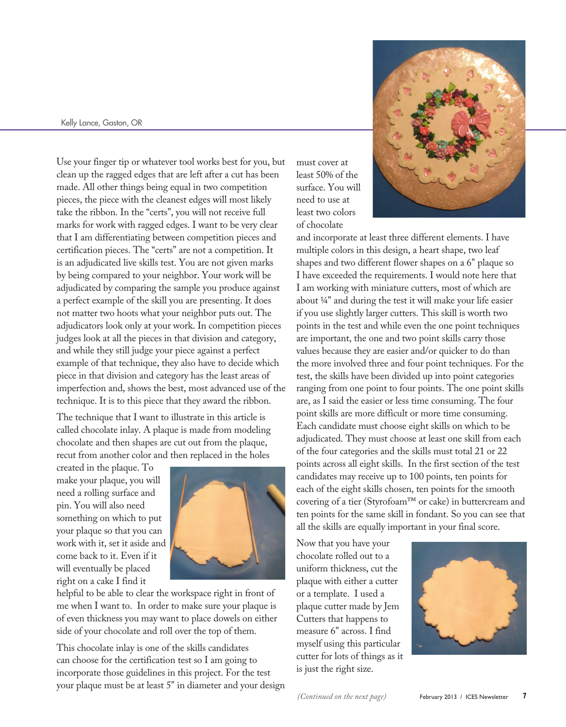Kelly Lance, Gaston, OR

Use your finger tip or whatever tool works best for you, but clean up the ragged edges that are left after a cut has been made. All other things being equal in two competition pieces, the piece with the cleanest edges will most likely take the ribbon. In the "certs", you will not receive full marks for work with ragged edges. I want to be very clear that I am differentiating between competition pieces and certification pieces. The "certs" are not a competition. It is an adjudicated live skills test. You are not given marks by being compared to your neighbor. Your work will be adjudicated by comparing the sample you produce against a perfect example of the skill you are presenting. It does not matter two hoots what your neighbor puts out. The adjudicators look only at your work. In competition pieces judges look at all the pieces in that division and category, and while they still judge your piece against a perfect example of that technique, they also have to decide which piece in that division and category has the least areas of imperfection and, shows the best, most advanced use of the technique. It is to this piece that they award the ribbon.

The technique that I want to illustrate in this article is called chocolate inlay. A plaque is made from modeling chocolate and then shapes are cut out from the plaque, recut from another color and then replaced in the holes created in the plaque. To make your plaque, you will need a rolling surface and pin. You will also need something on which to put your plaque so that you can work with it, set it aside and come back to it. Even if it will eventually be placed right on a cake I find it helpful to be able to clear the workspace right in front of me when I want to. In order to make sure your plaque is of even thickness you may want to place dowels on either side of your chocolate and roll over the top of them.

This chocolate inlay is one of the skills candidates can choose for the certification test so I am going to incorporate those guidelines in this project. For the test your plaque must be at least 5" in diameter and your design must cover at least 50% of the surface. You will need to use at least two colors of chocolate and incorporate at least three different elements. I have multiple colors in this design, a heart shape, two leaf shapes and two different flower shapes on a 6" plaque so I have exceeded the requirements. I would note here that I am working with miniature cutters, most of which are about ¼" and during the test it will make your life easier if you use slightly larger cutters. This skill is worth two points in the test and while even the one point techniques are important, the one and two point skills carry those values because they are easier and/or quicker to do than the more involved three and four point techniques. For the test, the skills have been divided up into point categories ranging from one point to four points. The one point skills are, as I said the easier or less time consuming. The four point skills are more difficult or more time consuming. Each candidate must choose eight skills on which to be adjudicated. They must choose at least one skill from each of the four categories and the skills must total 21 or 22 points across all eight skills. In the first section of the test candidates may receive up to 100 points, ten points for each of the eight skills chosen, ten points for the smooth covering of a tier (Styrofoam™ or cake) in buttercream and ten points for the same skill in fondant. So you can see that all the skills are equally important in your final score.

Now that you have your chocolate rolled out to a uniform thickness, cut the plaque with either a cutter or a template. I used a plaque cutter made by Jem Cutters that happens to measure 6" across. I find myself using this particular cutter for lots of things as it is just the right size.

*(Continued on the next page)*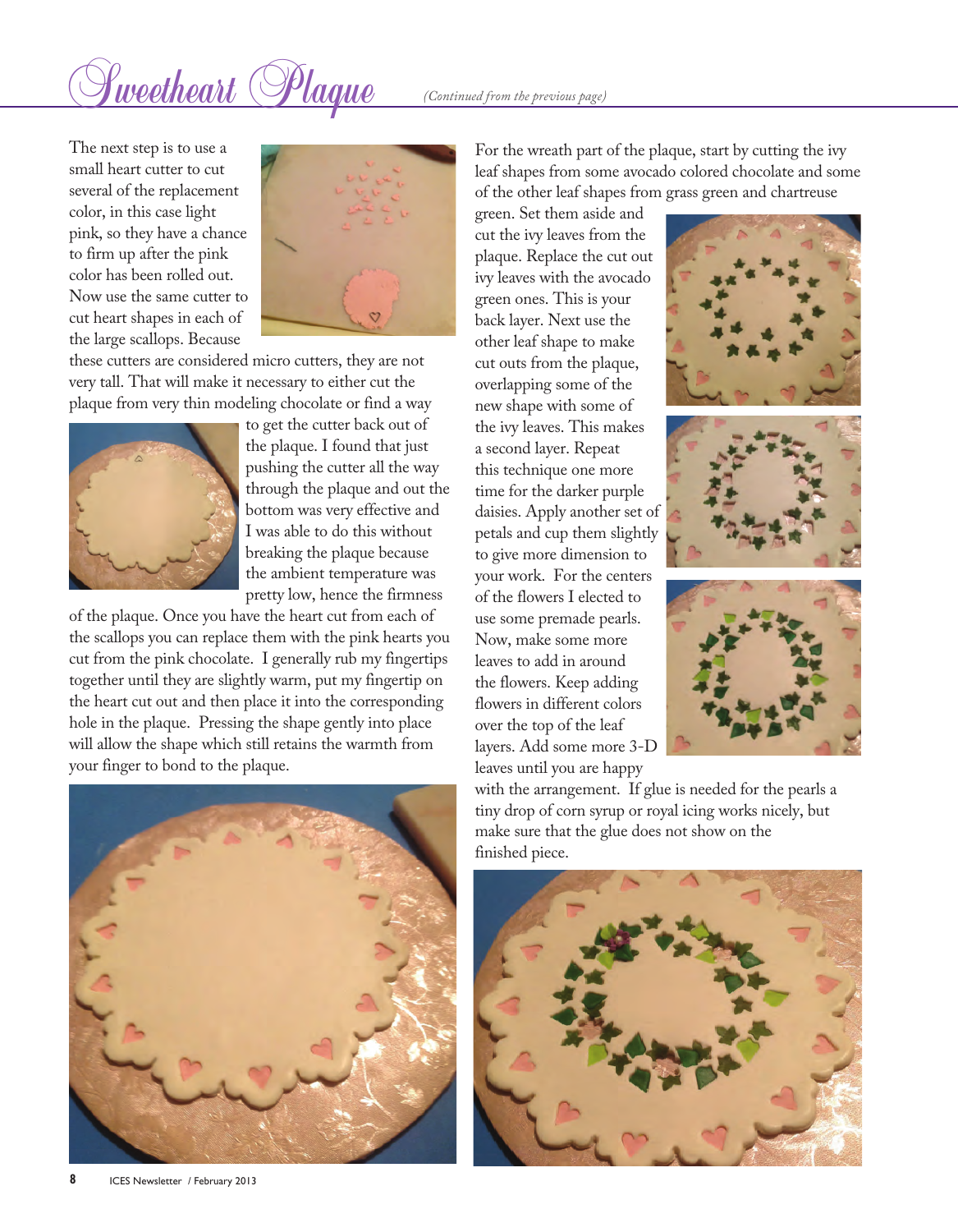# Sweetheart Plaque

*(Continued from the previous page)*

The next step is to use a small heart cutter to cut several of the replacement color, in this case light pink, so they have a chance to firm up after the pink color has been rolled out. Now use the same cutter to cut heart shapes in each of the large scallops. Because these cutters are considered micro cutters, they are not very tall. That will make it necessary to either cut the plaque from very thin modeling chocolate or find a way to get the cutter back out of the plaque. I found that just pushing the cutter all the way through the plaque and out the bottom was very effective and I was able to do this without breaking the plaque because the ambient temperature was pretty low, hence the firmness of the plaque. Once you have the heart cut from each of the scallops you can replace them with the pink hearts you cut from the pink chocolate. I generally rub my fingertips together until they are slightly warm, put my fingertip on the heart cut out and then place it into the corresponding hole in the plaque. Pressing the shape gently into place will allow the shape which still retains the warmth from your finger to bond to the plaque.

For the wreath part of the plaque, start by cutting the ivy leaf shapes from some avocado colored chocolate and some of the other leaf shapes from grass green and chartreuse green. Set them aside and cut the ivy leaves from the plaque. Replace the cut out ivy leaves with the avocado green ones. This is your back layer. Next use the other leaf shape to make cut outs from the plaque, overlapping some of the new shape with some of the ivy leaves. This makes a second layer. Repeat this technique one more time for the darker purple daisies. Apply another set of petals and cup them slightly to give more dimension to your work. For the centers of the flowers I elected to use some premade pearls. Now, make some more leaves to add in around the flowers. Keep adding flowers in different colors over the top of the leaf layers. Add some more 3-D leaves until you are happy with the arrangement. If glue is needed for the pearls a tiny drop of corn syrup or royal icing works nicely, but make sure that the glue does not show on the finished piece.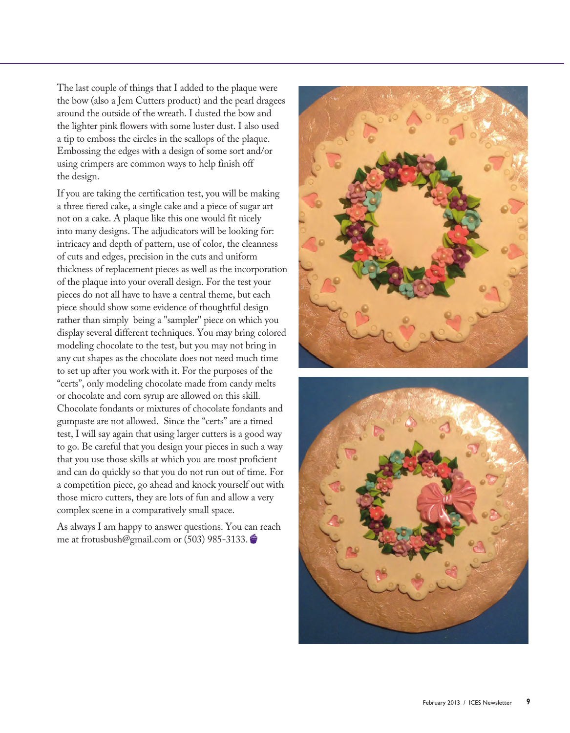The last couple of things that I added to the plaque were the bow (also a Jem Cutters product) and the pearl dragees around the outside of the wreath. I dusted the bow and the lighter pink flowers with some luster dust. I also used a tip to emboss the circles in the scallops of the plaque. Embossing the edges with a design of some sort and/or using crimpers are common ways to help finish off the design.

If you are taking the certification test, you will be making a three tiered cake, a single cake and a piece of sugar art not on a cake. A plaque like this one would fit nicely into many designs. The adjudicators will be looking for: intricacy and depth of pattern, use of color, the cleanness of cuts and edges, precision in the cuts and uniform thickness of replacement pieces as well as the incorporation of the plaque into your overall design. For the test your pieces do not all have to have a central theme, but each piece should show some evidence of thoughtful design rather than simply being a "sampler" piece on which you display several different techniques. You may bring colored modeling chocolate to the test, but you may not bring in any cut shapes as the chocolate does not need much time to set up after you work with it. For the purposes of the "certs", only modeling chocolate made from candy melts or chocolate and corn syrup are allowed on this skill. Chocolate fondants or mixtures of chocolate fondants and gumpaste are not allowed. Since the "certs" are a timed test, I will say again that using larger cutters is a good way to go. Be careful that you design your pieces in such a way that you use those skills at which you are most proficient and can do quickly so that you do not run out of time. For a competition piece, go ahead and knock yourself out with those micro cutters, they are lots of fun and allow a very complex scene in a comparatively small space.

As always I am happy to answer questions. You can reach me at frotusbush@gmail.com or (503) 985-3133.